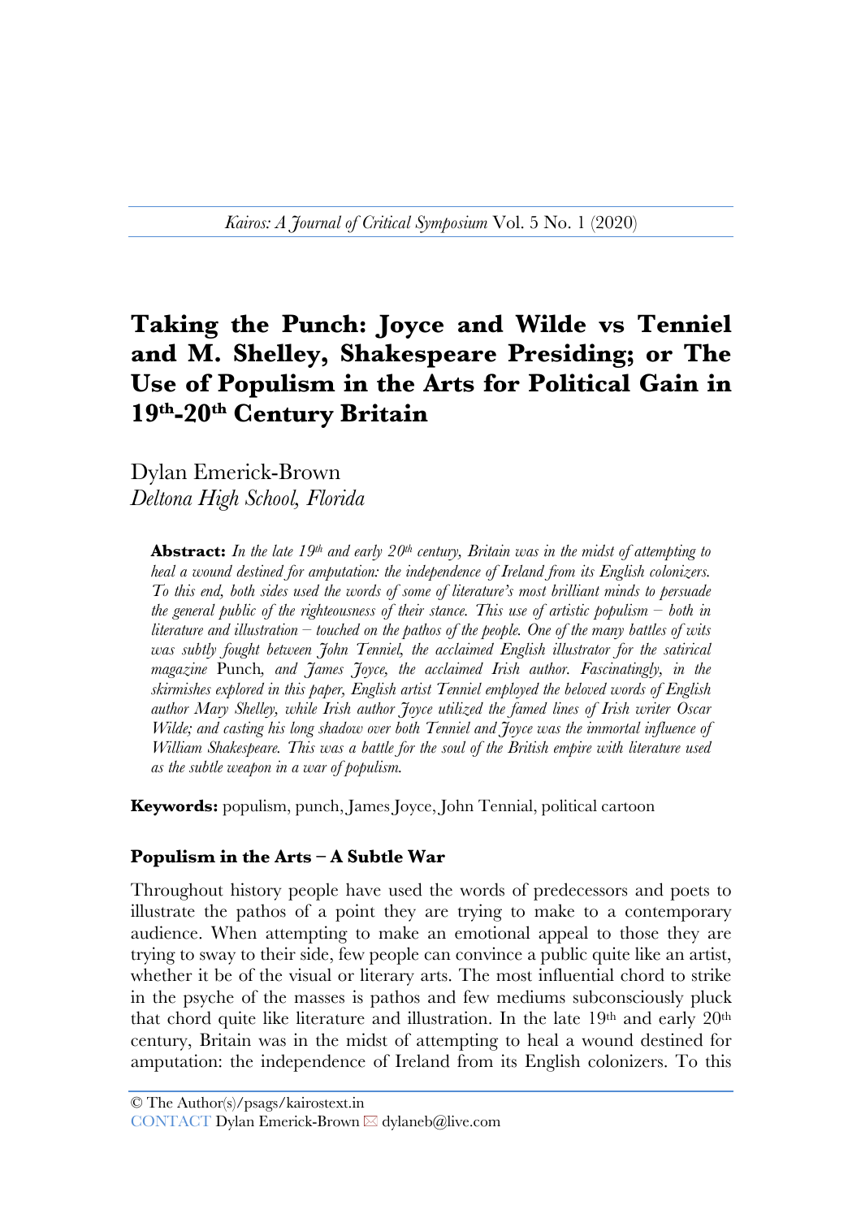# Taking the Punch: Joyce and Wilde vs Tenniel and M. Shelley, Shakespeare Presiding; or The Use of Populism in the Arts for Political Gain in 19th-20th Century Britain

Dylan Emerick-Brown
*Deltona High School, Florida*

> **Abstract:** *In the late 19th and early 20th century, Britain was in the midst of attempting to heal a wound destined for amputation: the independence of Ireland from its English colonizers. To this end, both sides used the words of some of literature's most brilliant minds to persuade the general public of the righteousness of their stance. This use of artistic populism – both in literature and illustration – touched on the pathos of the people. One of the many battles of wits was subtly fought between John Tenniel, the acclaimed English illustrator for the satirical magazine* Punch*, and James Joyce, the acclaimed Irish author. Fascinatingly, in the skirmishes explored in this paper, English artist Tenniel employed the beloved words of English author Mary Shelley, while Irish author Joyce utilized the famed lines of Irish writer Oscar Wilde; and casting his long shadow over both Tenniel and Joyce was the immortal influence of William Shakespeare. This was a battle for the soul of the British empire with literature used as the subtle weapon in a war of populism.*

**Keywords:** populism, punch, James Joyce, John Tennial, political cartoon

## Populism in the Arts – A Subtle War

Throughout history people have used the words of predecessors and poets to illustrate the pathos of a point they are trying to make to a contemporary audience. When attempting to make an emotional appeal to those they are trying to sway to their side, few people can convince a public quite like an artist, whether it be of the visual or literary arts. The most influential chord to strike in the psyche of the masses is pathos and few mediums subconsciously pluck that chord quite like literature and illustration. In the late 19th and early 20th century, Britain was in the midst of attempting to heal a wound destined for amputation: the independence of Ireland from its English colonizers. To this

© The Author(s)/psags/kairostext.in
CONTACT Dylan Emerick-Brown ✉ dylaneb@live.com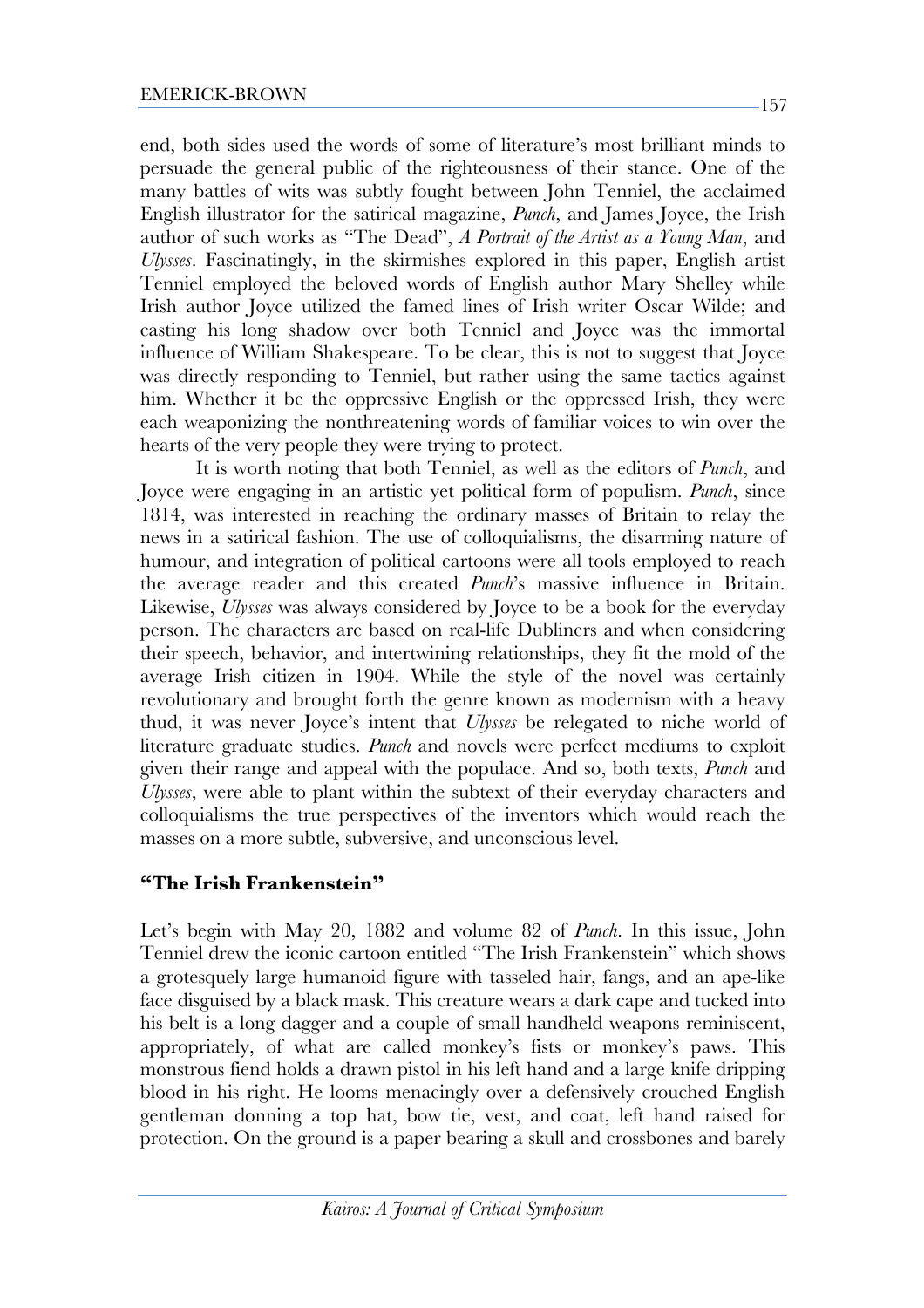end, both sides used the words of some of literature's most brilliant minds to persuade the general public of the righteousness of their stance. One of the many battles of wits was subtly fought between John Tenniel, the acclaimed English illustrator for the satirical magazine, *Punch*, and James Joyce, the Irish author of such works as "The Dead", *A Portrait of the Artist as a Young Man*, and *Ulysses*. Fascinatingly, in the skirmishes explored in this paper, English artist Tenniel employed the beloved words of English author Mary Shelley while Irish author Joyce utilized the famed lines of Irish writer Oscar Wilde; and casting his long shadow over both Tenniel and Joyce was the immortal influence of William Shakespeare. To be clear, this is not to suggest that Joyce was directly responding to Tenniel, but rather using the same tactics against him. Whether it be the oppressive English or the oppressed Irish, they were each weaponizing the nonthreatening words of familiar voices to win over the hearts of the very people they were trying to protect.

It is worth noting that both Tenniel, as well as the editors of *Punch*, and Joyce were engaging in an artistic yet political form of populism. *Punch*, since 1814, was interested in reaching the ordinary masses of Britain to relay the news in a satirical fashion. The use of colloquialisms, the disarming nature of humour, and integration of political cartoons were all tools employed to reach the average reader and this created *Punch*'s massive influence in Britain. Likewise, *Ulysses* was always considered by Joyce to be a book for the everyday person. The characters are based on real-life Dubliners and when considering their speech, behavior, and intertwining relationships, they fit the mold of the average Irish citizen in 1904. While the style of the novel was certainly revolutionary and brought forth the genre known as modernism with a heavy thud, it was never Joyce's intent that *Ulysses* be relegated to niche world of literature graduate studies. *Punch* and novels were perfect mediums to exploit given their range and appeal with the populace. And so, both texts, *Punch* and *Ulysses*, were able to plant within the subtext of their everyday characters and colloquialisms the true perspectives of the inventors which would reach the masses on a more subtle, subversive, and unconscious level.

## "The Irish Frankenstein"

Let's begin with May 20, 1882 and volume 82 of *Punch*. In this issue, John Tenniel drew the iconic cartoon entitled "The Irish Frankenstein" which shows a grotesquely large humanoid figure with tasseled hair, fangs, and an ape-like face disguised by a black mask. This creature wears a dark cape and tucked into his belt is a long dagger and a couple of small handheld weapons reminiscent, appropriately, of what are called monkey's fists or monkey's paws. This monstrous fiend holds a drawn pistol in his left hand and a large knife dripping blood in his right. He looms menacingly over a defensively crouched English gentleman donning a top hat, bow tie, vest, and coat, left hand raised for protection. On the ground is a paper bearing a skull and crossbones and barely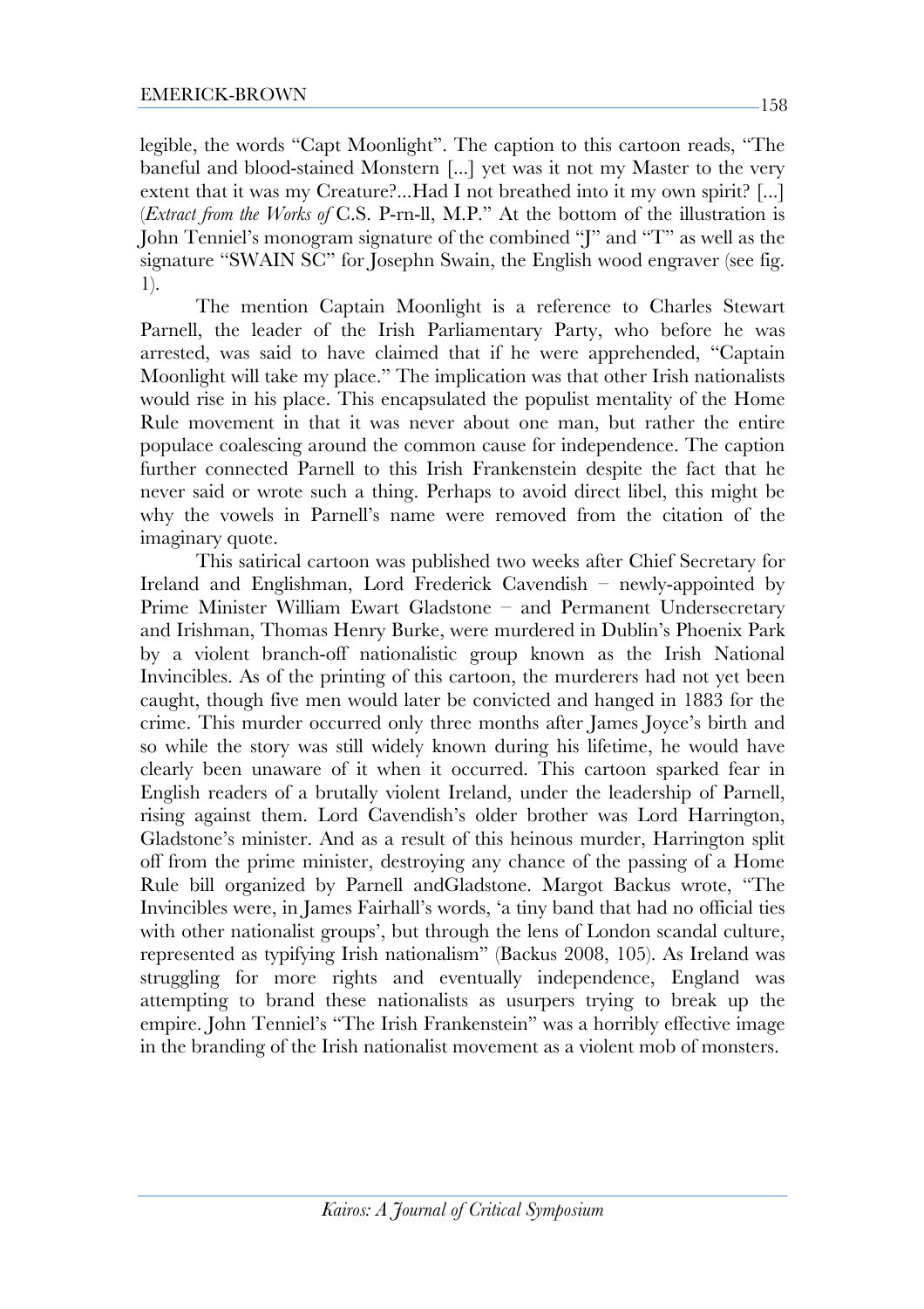legible, the words "Capt Moonlight". The caption to this cartoon reads, "The baneful and blood-stained Monstern [...] yet was it not my Master to the very extent that it was my Creature?...Had I not breathed into it my own spirit? [...] (*Extract from the Works of* C.S. P-rn-ll, M.P." At the bottom of the illustration is John Tenniel's monogram signature of the combined "J" and "T" as well as the signature "SWAIN SC" for Josephn Swain, the English wood engraver (see fig. 1).

The mention Captain Moonlight is a reference to Charles Stewart Parnell, the leader of the Irish Parliamentary Party, who before he was arrested, was said to have claimed that if he were apprehended, "Captain Moonlight will take my place." The implication was that other Irish nationalists would rise in his place. This encapsulated the populist mentality of the Home Rule movement in that it was never about one man, but rather the entire populace coalescing around the common cause for independence. The caption further connected Parnell to this Irish Frankenstein despite the fact that he never said or wrote such a thing. Perhaps to avoid direct libel, this might be why the vowels in Parnell's name were removed from the citation of the imaginary quote.

This satirical cartoon was published two weeks after Chief Secretary for Ireland and Englishman, Lord Frederick Cavendish – newly-appointed by Prime Minister William Ewart Gladstone – and Permanent Undersecretary and Irishman, Thomas Henry Burke, were murdered in Dublin's Phoenix Park by a violent branch-off nationalistic group known as the Irish National Invincibles. As of the printing of this cartoon, the murderers had not yet been caught, though five men would later be convicted and hanged in 1883 for the crime. This murder occurred only three months after James Joyce's birth and so while the story was still widely known during his lifetime, he would have clearly been unaware of it when it occurred. This cartoon sparked fear in English readers of a brutally violent Ireland, under the leadership of Parnell, rising against them. Lord Cavendish's older brother was Lord Harrington, Gladstone's minister. And as a result of this heinous murder, Harrington split off from the prime minister, destroying any chance of the passing of a Home Rule bill organized by Parnell andGladstone. Margot Backus wrote, "The Invincibles were, in James Fairhall's words, 'a tiny band that had no official ties with other nationalist groups', but through the lens of London scandal culture, represented as typifying Irish nationalism" (Backus 2008, 105). As Ireland was struggling for more rights and eventually independence, England was attempting to brand these nationalists as usurpers trying to break up the empire. John Tenniel's "The Irish Frankenstein" was a horribly effective image in the branding of the Irish nationalist movement as a violent mob of monsters.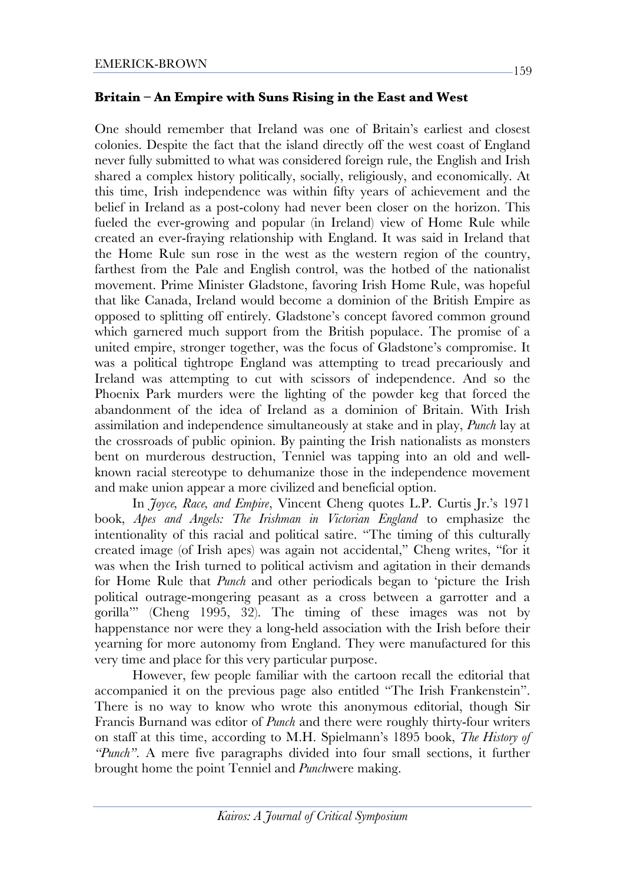### **Britain – An Empire with Suns Rising in the East and West**

One should remember that Ireland was one of Britain's earliest and closest colonies. Despite the fact that the island directly off the west coast of England never fully submitted to what was considered foreign rule, the English and Irish shared a complex history politically, socially, religiously, and economically. At this time, Irish independence was within fifty years of achievement and the belief in Ireland as a post-colony had never been closer on the horizon. This fueled the ever-growing and popular (in Ireland) view of Home Rule while created an ever-fraying relationship with England. It was said in Ireland that the Home Rule sun rose in the west as the western region of the country, farthest from the Pale and English control, was the hotbed of the nationalist movement. Prime Minister Gladstone, favoring Irish Home Rule, was hopeful that like Canada, Ireland would become a dominion of the British Empire as opposed to splitting off entirely. Gladstone's concept favored common ground which garnered much support from the British populace. The promise of a united empire, stronger together, was the focus of Gladstone's compromise. It was a political tightrope England was attempting to tread precariously and Ireland was attempting to cut with scissors of independence. And so the Phoenix Park murders were the lighting of the powder keg that forced the abandonment of the idea of Ireland as a dominion of Britain. With Irish assimilation and independence simultaneously at stake and in play, *Punch* lay at the crossroads of public opinion. By painting the Irish nationalists as monsters bent on murderous destruction, Tenniel was tapping into an old and well-known racial stereotype to dehumanize those in the independence movement and make union appear a more civilized and beneficial option.

In *Joyce, Race, and Empire*, Vincent Cheng quotes L.P. Curtis Jr.'s 1971 book, *Apes and Angels: The Irishman in Victorian England* to emphasize the intentionality of this racial and political satire. "The timing of this culturally created image (of Irish apes) was again not accidental," Cheng writes, "for it was when the Irish turned to political activism and agitation in their demands for Home Rule that *Punch* and other periodicals began to 'picture the Irish political outrage-mongering peasant as a cross between a garrotter and a gorilla'" (Cheng 1995, 32). The timing of these images was not by happenstance nor were they a long-held association with the Irish before their yearning for more autonomy from England. They were manufactured for this very time and place for this very particular purpose.

However, few people familiar with the cartoon recall the editorial that accompanied it on the previous page also entitled "The Irish Frankenstein". There is no way to know who wrote this anonymous editorial, though Sir Francis Burnand was editor of *Punch* and there were roughly thirty-four writers on staff at this time, according to M.H. Spielmann's 1895 book, *The History of "Punch"*. A mere five paragraphs divided into four small sections, it further brought home the point Tenniel and *Punch*were making.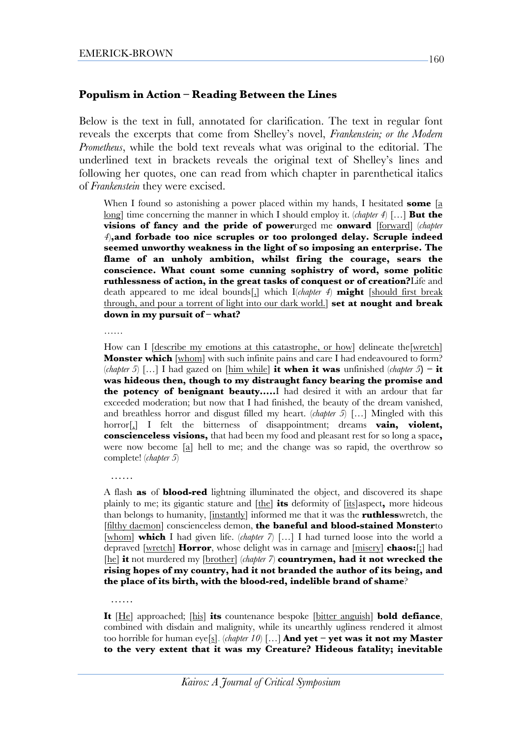### Populism in Action – Reading Between the Lines

Below is the text in full, annotated for clarification. The text in regular font reveals the excerpts that come from Shelley's novel, *Frankenstein; or the Modern Prometheus*, while the bold text reveals what was original to the editorial. The underlined text in brackets reveals the original text of Shelley's lines and following her quotes, one can read from which chapter in parenthetical italics of *Frankenstein* they were excised.

> When I found so astonishing a power placed within my hands, I hesitated **some** [<u>a long</u>] time concerning the manner in which I should employ it. (*chapter 4*) […] **But the visions of fancy and the pride of power**urged me **onward** [<u>forward</u>] (*chapter 4*)**,and forbade too nice scruples or too prolonged delay. Scruple indeed seemed unworthy weakness in the light of so imposing an enterprise. The flame of an unholy ambition, whilst firing the courage, sears the conscience. What count some cunning sophistry of word, some politic ruthlessness of action, in the great tasks of conquest or of creation?**Life and death appeared to me ideal bounds[<u>,</u>] which I(*chapter 4*) **might** [<u>should first break through, and pour a torrent of light into our dark world.</u>] **set at nought and break down in my pursuit of – what?**
>
> ……
>
> How can I [<u>describe my emotions at this catastrophe, or how</u>] delineate the[<u>wretch</u>] **Monster which** [<u>whom</u>] with such infinite pains and care I had endeavoured to form? (*chapter 5*) […] I had gazed on [<u>him while</u>] **it when it was** unfinished (*chapter 5*) **– it was hideous then, though to my distraught fancy bearing the promise and the potency of benignant beauty.….**I had desired it with an ardour that far exceeded moderation; but now that I had finished, the beauty of the dream vanished, and breathless horror and disgust filled my heart. (*chapter 5*) […] Mingled with this horror[<u>,</u>] I felt the bitterness of disappointment; dreams **vain, violent, conscienceless visions,** that had been my food and pleasant rest for so long a space**,** were now become [<u>a</u>] hell to me; and the change was so rapid, the overthrow so complete! (*chapter 5*)
>
> ……
>
> A flash **as** of **blood-red** lightning illuminated the object, and discovered its shape plainly to me; its gigantic stature and [<u>the</u>] **its** deformity of [<u>its</u>]aspect**,** more hideous than belongs to humanity, [<u>instantly</u>] informed me that it was the **ruthless**wretch, the [<u>filthy daemon</u>] conscienceless demon, **the baneful and blood-stained Monster**to [<u>whom</u>] **which** I had given life. (*chapter 7*) […] I had turned loose into the world a depraved [<u>wretch</u>] **Horror**, whose delight was in carnage and [<u>misery</u>] **chaos:**[<u>;</u>] had [<u>he</u>] **it** not murdered my [<u>brother</u>] (*chapter 7*) **countrymen, had it not wrecked the rising hopes of my country, had it not branded the author of its being, and the place of its birth, with the blood-red, indelible brand of shame**?
>
> ……
>
> **It** [<u>He</u>] approached; [<u>his</u>] **its** countenance bespoke [<u>bitter anguish</u>] **bold defiance**, combined with disdain and malignity, while its unearthly ugliness rendered it almost too horrible for human eye[<u>s</u>]. (*chapter 10*) […] **And yet – yet was it not my Master to the very extent that it was my Creature? Hideous fatality; inevitable**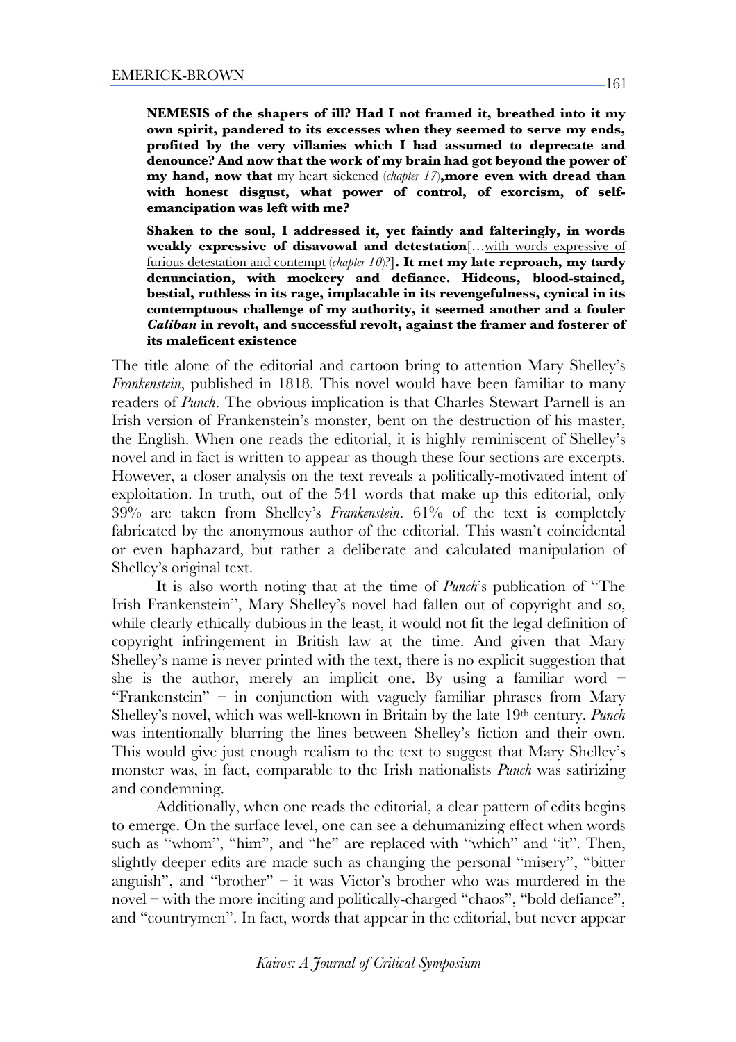**NEMESIS of the shapers of ill? Had I not framed it, breathed into it my own spirit, pandered to its excesses when they seemed to serve my ends, profited by the very villanies which I had assumed to deprecate and denounce? And now that the work of my brain had got beyond the power of my hand, now that** my heart sickened (*chapter 17*)**, more even with dread than with honest disgust, what power of control, of exorcism, of self-emancipation was left with me?**

**Shaken to the soul, I addressed it, yet faintly and falteringly, in words weakly expressive of disavowal and detestation**[…<u>with words expressive of furious detestation and contempt</u> (*chapter 10*)?]**. It met my late reproach, my tardy denunciation, with mockery and defiance. Hideous, blood-stained, bestial, ruthless in its rage, implacable in its revengefulness, cynical in its contemptuous challenge of my authority, it seemed another and a fouler *Caliban* in revolt, and successful revolt, against the framer and fosterer of its maleficent existence**

The title alone of the editorial and cartoon bring to attention Mary Shelley's *Frankenstein*, published in 1818. This novel would have been familiar to many readers of *Punch*. The obvious implication is that Charles Stewart Parnell is an Irish version of Frankenstein's monster, bent on the destruction of his master, the English. When one reads the editorial, it is highly reminiscent of Shelley's novel and in fact is written to appear as though these four sections are excerpts. However, a closer analysis on the text reveals a politically-motivated intent of exploitation. In truth, out of the 541 words that make up this editorial, only 39% are taken from Shelley's *Frankenstein*. 61% of the text is completely fabricated by the anonymous author of the editorial. This wasn't coincidental or even haphazard, but rather a deliberate and calculated manipulation of Shelley's original text.

It is also worth noting that at the time of *Punch*'s publication of "The Irish Frankenstein", Mary Shelley's novel had fallen out of copyright and so, while clearly ethically dubious in the least, it would not fit the legal definition of copyright infringement in British law at the time. And given that Mary Shelley's name is never printed with the text, there is no explicit suggestion that she is the author, merely an implicit one. By using a familiar word – "Frankenstein" – in conjunction with vaguely familiar phrases from Mary Shelley's novel, which was well-known in Britain by the late 19th century, *Punch* was intentionally blurring the lines between Shelley's fiction and their own. This would give just enough realism to the text to suggest that Mary Shelley's monster was, in fact, comparable to the Irish nationalists *Punch* was satirizing and condemning.

Additionally, when one reads the editorial, a clear pattern of edits begins to emerge. On the surface level, one can see a dehumanizing effect when words such as "whom", "him", and "he" are replaced with "which" and "it". Then, slightly deeper edits are made such as changing the personal "misery", "bitter anguish", and "brother" – it was Victor's brother who was murdered in the novel – with the more inciting and politically-charged "chaos", "bold defiance", and "countrymen". In fact, words that appear in the editorial, but never appear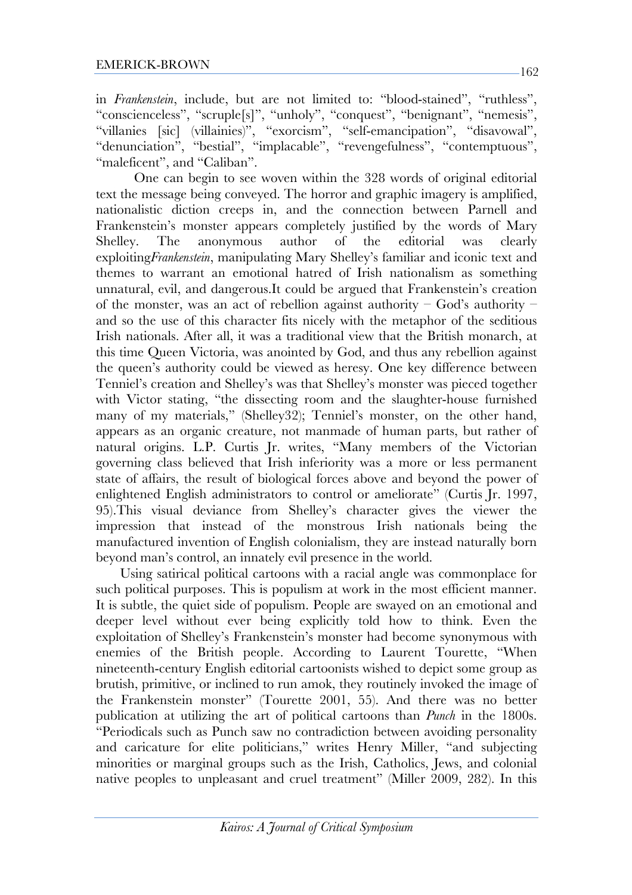in *Frankenstein*, include, but are not limited to: "blood-stained", "ruthless", "conscienceless", "scruple[s]", "unholy", "conquest", "benignant", "nemesis", "villanies [sic] (villainies)", "exorcism", "self-emancipation", "disavowal", "denunciation", "bestial", "implacable", "revengefulness", "contemptuous", "maleficent", and "Caliban".

One can begin to see woven within the 328 words of original editorial text the message being conveyed. The horror and graphic imagery is amplified, nationalistic diction creeps in, and the connection between Parnell and Frankenstein's monster appears completely justified by the words of Mary Shelley. The anonymous author of the editorial was clearly exploiting*Frankenstein*, manipulating Mary Shelley's familiar and iconic text and themes to warrant an emotional hatred of Irish nationalism as something unnatural, evil, and dangerous.It could be argued that Frankenstein's creation of the monster, was an act of rebellion against authority – God's authority – and so the use of this character fits nicely with the metaphor of the seditious Irish nationals. After all, it was a traditional view that the British monarch, at this time Queen Victoria, was anointed by God, and thus any rebellion against the queen's authority could be viewed as heresy. One key difference between Tenniel's creation and Shelley's was that Shelley's monster was pieced together with Victor stating, "the dissecting room and the slaughter-house furnished many of my materials," (Shelley32); Tenniel's monster, on the other hand, appears as an organic creature, not manmade of human parts, but rather of natural origins. L.P. Curtis Jr. writes, "Many members of the Victorian governing class believed that Irish inferiority was a more or less permanent state of affairs, the result of biological forces above and beyond the power of enlightened English administrators to control or ameliorate" (Curtis Jr. 1997, 95).This visual deviance from Shelley's character gives the viewer the impression that instead of the monstrous Irish nationals being the manufactured invention of English colonialism, they are instead naturally born beyond man's control, an innately evil presence in the world.

Using satirical political cartoons with a racial angle was commonplace for such political purposes. This is populism at work in the most efficient manner. It is subtle, the quiet side of populism. People are swayed on an emotional and deeper level without ever being explicitly told how to think. Even the exploitation of Shelley's Frankenstein's monster had become synonymous with enemies of the British people. According to Laurent Tourette, "When nineteenth-century English editorial cartoonists wished to depict some group as brutish, primitive, or inclined to run amok, they routinely invoked the image of the Frankenstein monster" (Tourette 2001, 55). And there was no better publication at utilizing the art of political cartoons than *Punch* in the 1800s. "Periodicals such as Punch saw no contradiction between avoiding personality and caricature for elite politicians," writes Henry Miller, "and subjecting minorities or marginal groups such as the Irish, Catholics, Jews, and colonial native peoples to unpleasant and cruel treatment" (Miller 2009, 282). In this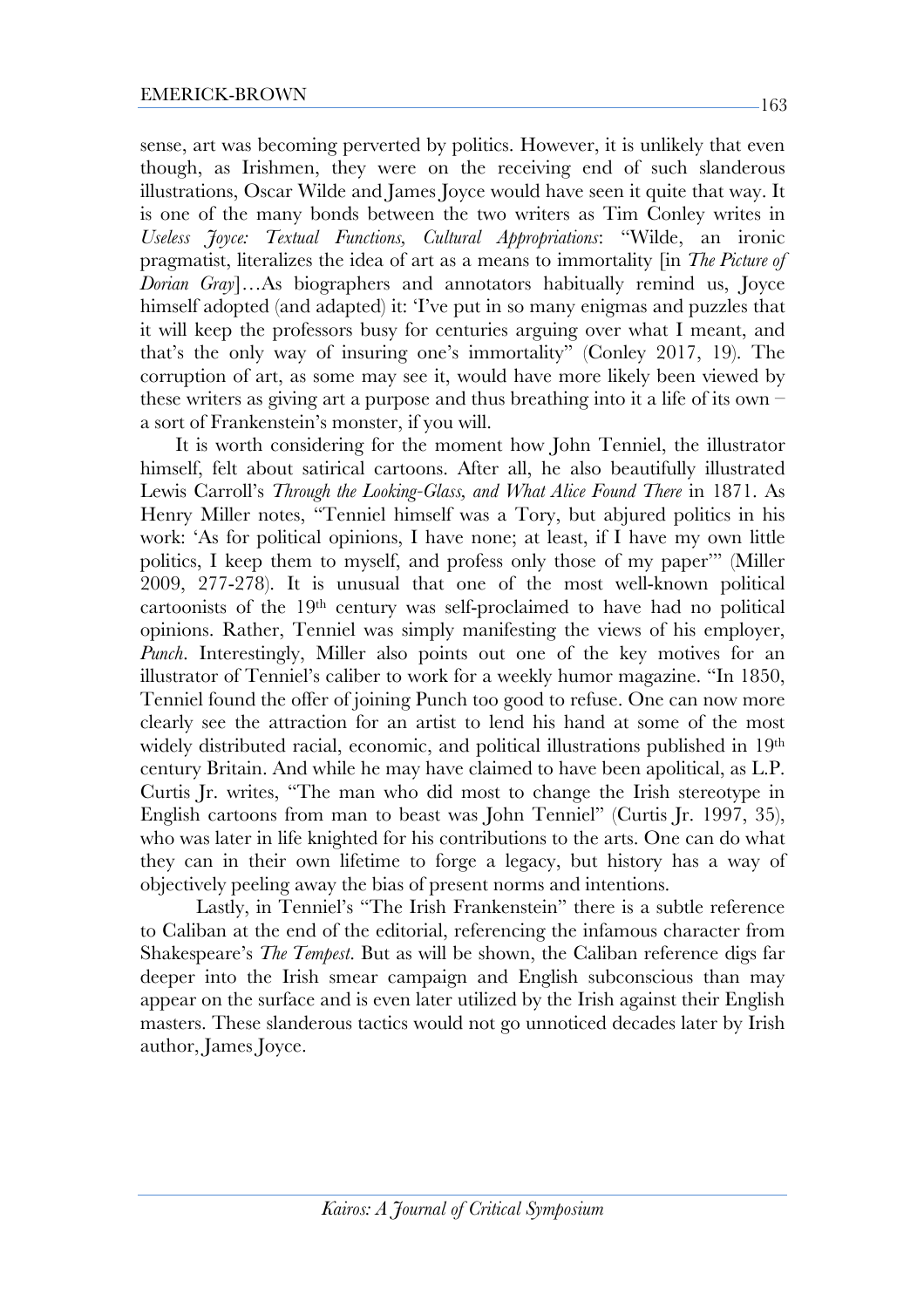sense, art was becoming perverted by politics. However, it is unlikely that even though, as Irishmen, they were on the receiving end of such slanderous illustrations, Oscar Wilde and James Joyce would have seen it quite that way. It is one of the many bonds between the two writers as Tim Conley writes in *Useless Joyce: Textual Functions, Cultural Appropriations*: "Wilde, an ironic pragmatist, literalizes the idea of art as a means to immortality [in *The Picture of Dorian Gray*]…As biographers and annotators habitually remind us, Joyce himself adopted (and adapted) it: 'I've put in so many enigmas and puzzles that it will keep the professors busy for centuries arguing over what I meant, and that's the only way of insuring one's immortality" (Conley 2017, 19). The corruption of art, as some may see it, would have more likely been viewed by these writers as giving art a purpose and thus breathing into it a life of its own – a sort of Frankenstein's monster, if you will.

It is worth considering for the moment how John Tenniel, the illustrator himself, felt about satirical cartoons. After all, he also beautifully illustrated Lewis Carroll's *Through the Looking-Glass, and What Alice Found There* in 1871. As Henry Miller notes, "Tenniel himself was a Tory, but abjured politics in his work: 'As for political opinions, I have none; at least, if I have my own little politics, I keep them to myself, and profess only those of my paper'" (Miller 2009, 277-278). It is unusual that one of the most well-known political cartoonists of the 19th century was self-proclaimed to have had no political opinions. Rather, Tenniel was simply manifesting the views of his employer, *Punch*. Interestingly, Miller also points out one of the key motives for an illustrator of Tenniel's caliber to work for a weekly humor magazine. "In 1850, Tenniel found the offer of joining Punch too good to refuse. One can now more clearly see the attraction for an artist to lend his hand at some of the most widely distributed racial, economic, and political illustrations published in 19th century Britain. And while he may have claimed to have been apolitical, as L.P. Curtis Jr. writes, "The man who did most to change the Irish stereotype in English cartoons from man to beast was John Tenniel" (Curtis Jr. 1997, 35), who was later in life knighted for his contributions to the arts. One can do what they can in their own lifetime to forge a legacy, but history has a way of objectively peeling away the bias of present norms and intentions.

Lastly, in Tenniel's "The Irish Frankenstein" there is a subtle reference to Caliban at the end of the editorial, referencing the infamous character from Shakespeare's *The Tempest*. But as will be shown, the Caliban reference digs far deeper into the Irish smear campaign and English subconscious than may appear on the surface and is even later utilized by the Irish against their English masters. These slanderous tactics would not go unnoticed decades later by Irish author, James Joyce.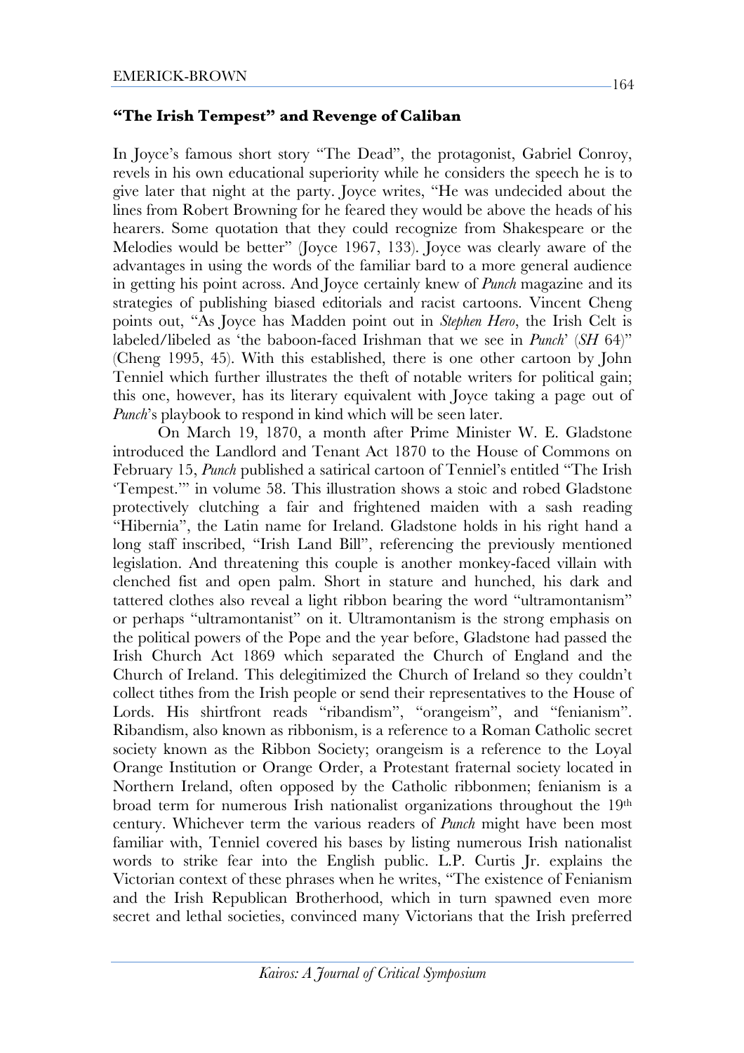### **"The Irish Tempest" and Revenge of Caliban**

In Joyce's famous short story "The Dead", the protagonist, Gabriel Conroy, revels in his own educational superiority while he considers the speech he is to give later that night at the party. Joyce writes, "He was undecided about the lines from Robert Browning for he feared they would be above the heads of his hearers. Some quotation that they could recognize from Shakespeare or the Melodies would be better" (Joyce 1967, 133). Joyce was clearly aware of the advantages in using the words of the familiar bard to a more general audience in getting his point across. And Joyce certainly knew of *Punch* magazine and its strategies of publishing biased editorials and racist cartoons. Vincent Cheng points out, "As Joyce has Madden point out in *Stephen Hero*, the Irish Celt is labeled/libeled as 'the baboon-faced Irishman that we see in *Punch*' (*SH* 64)" (Cheng 1995, 45). With this established, there is one other cartoon by John Tenniel which further illustrates the theft of notable writers for political gain; this one, however, has its literary equivalent with Joyce taking a page out of *Punch*'s playbook to respond in kind which will be seen later.

On March 19, 1870, a month after Prime Minister W. E. Gladstone introduced the Landlord and Tenant Act 1870 to the House of Commons on February 15, *Punch* published a satirical cartoon of Tenniel's entitled "The Irish 'Tempest.'" in volume 58. This illustration shows a stoic and robed Gladstone protectively clutching a fair and frightened maiden with a sash reading "Hibernia", the Latin name for Ireland. Gladstone holds in his right hand a long staff inscribed, "Irish Land Bill", referencing the previously mentioned legislation. And threatening this couple is another monkey-faced villain with clenched fist and open palm. Short in stature and hunched, his dark and tattered clothes also reveal a light ribbon bearing the word "ultramontanism" or perhaps "ultramontanist" on it. Ultramontanism is the strong emphasis on the political powers of the Pope and the year before, Gladstone had passed the Irish Church Act 1869 which separated the Church of England and the Church of Ireland. This delegitimized the Church of Ireland so they couldn't collect tithes from the Irish people or send their representatives to the House of Lords. His shirtfront reads "ribandism", "orangeism", and "fenianism". Ribandism, also known as ribbonism, is a reference to a Roman Catholic secret society known as the Ribbon Society; orangeism is a reference to the Loyal Orange Institution or Orange Order, a Protestant fraternal society located in Northern Ireland, often opposed by the Catholic ribbonmen; fenianism is a broad term for numerous Irish nationalist organizations throughout the 19th century. Whichever term the various readers of *Punch* might have been most familiar with, Tenniel covered his bases by listing numerous Irish nationalist words to strike fear into the English public. L.P. Curtis Jr. explains the Victorian context of these phrases when he writes, "The existence of Fenianism and the Irish Republican Brotherhood, which in turn spawned even more secret and lethal societies, convinced many Victorians that the Irish preferred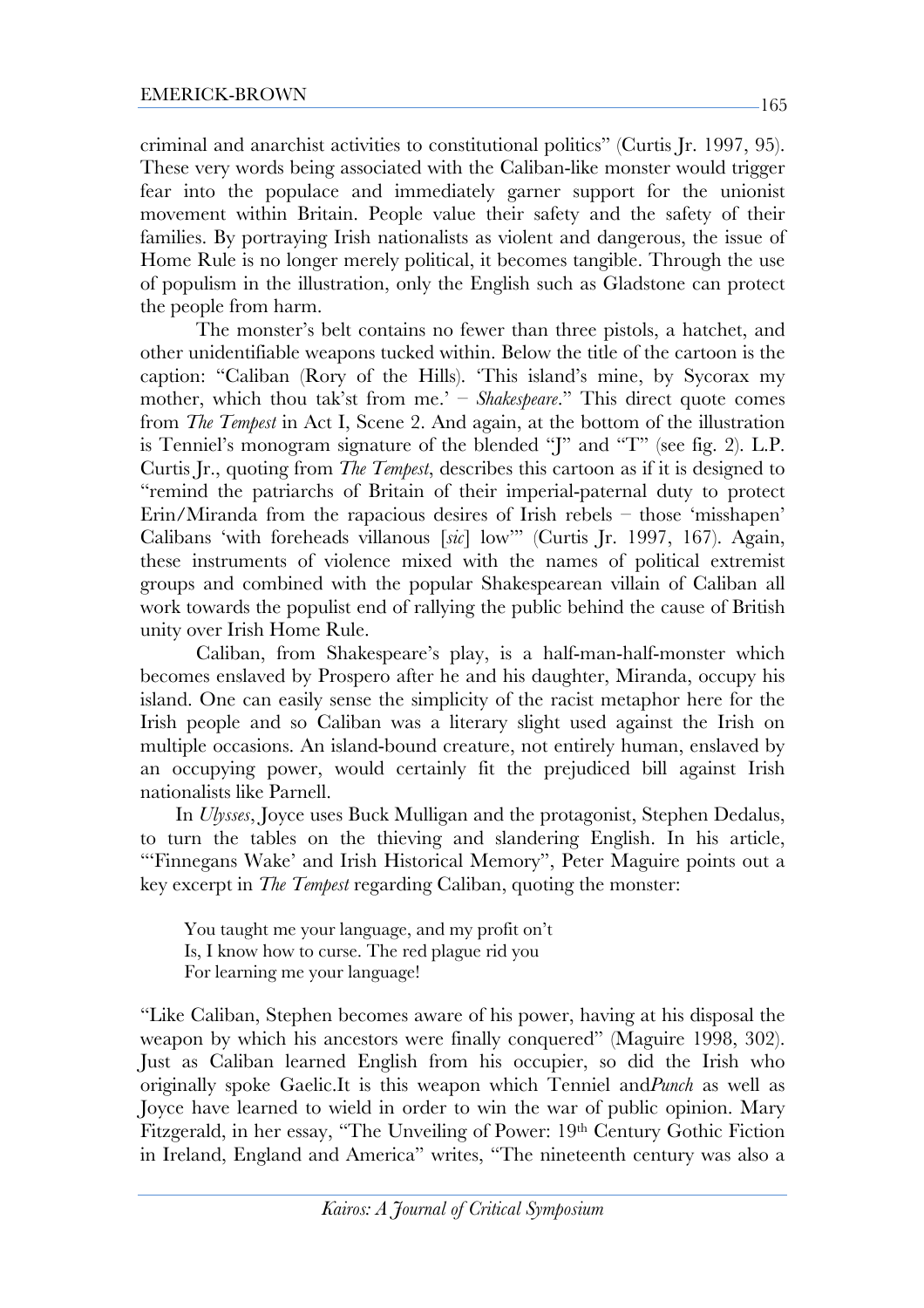criminal and anarchist activities to constitutional politics" (Curtis Jr. 1997, 95). These very words being associated with the Caliban-like monster would trigger fear into the populace and immediately garner support for the unionist movement within Britain. People value their safety and the safety of their families. By portraying Irish nationalists as violent and dangerous, the issue of Home Rule is no longer merely political, it becomes tangible. Through the use of populism in the illustration, only the English such as Gladstone can protect the people from harm.

The monster's belt contains no fewer than three pistols, a hatchet, and other unidentifiable weapons tucked within. Below the title of the cartoon is the caption: "Caliban (Rory of the Hills). 'This island's mine, by Sycorax my mother, which thou tak'st from me.' – *Shakespeare*." This direct quote comes from *The Tempest* in Act I, Scene 2. And again, at the bottom of the illustration is Tenniel's monogram signature of the blended "J" and "T" (see fig. 2). L.P. Curtis Jr., quoting from *The Tempest*, describes this cartoon as if it is designed to "remind the patriarchs of Britain of their imperial-paternal duty to protect Erin/Miranda from the rapacious desires of Irish rebels – those 'misshapen' Calibans 'with foreheads villanous [*sic*] low'" (Curtis Jr. 1997, 167). Again, these instruments of violence mixed with the names of political extremist groups and combined with the popular Shakespearean villain of Caliban all work towards the populist end of rallying the public behind the cause of British unity over Irish Home Rule.

Caliban, from Shakespeare's play, is a half-man-half-monster which becomes enslaved by Prospero after he and his daughter, Miranda, occupy his island. One can easily sense the simplicity of the racist metaphor here for the Irish people and so Caliban was a literary slight used against the Irish on multiple occasions. An island-bound creature, not entirely human, enslaved by an occupying power, would certainly fit the prejudiced bill against Irish nationalists like Parnell.

In *Ulysses*, Joyce uses Buck Mulligan and the protagonist, Stephen Dedalus, to turn the tables on the thieving and slandering English. In his article, "'Finnegans Wake' and Irish Historical Memory", Peter Maguire points out a key excerpt in *The Tempest* regarding Caliban, quoting the monster:

> You taught me your language, and my profit on't
> Is, I know how to curse. The red plague rid you
> For learning me your language!

"Like Caliban, Stephen becomes aware of his power, having at his disposal the weapon by which his ancestors were finally conquered" (Maguire 1998, 302). Just as Caliban learned English from his occupier, so did the Irish who originally spoke Gaelic.It is this weapon which Tenniel and*Punch* as well as Joyce have learned to wield in order to win the war of public opinion. Mary Fitzgerald, in her essay, "The Unveiling of Power: 19th Century Gothic Fiction in Ireland, England and America" writes, "The nineteenth century was also a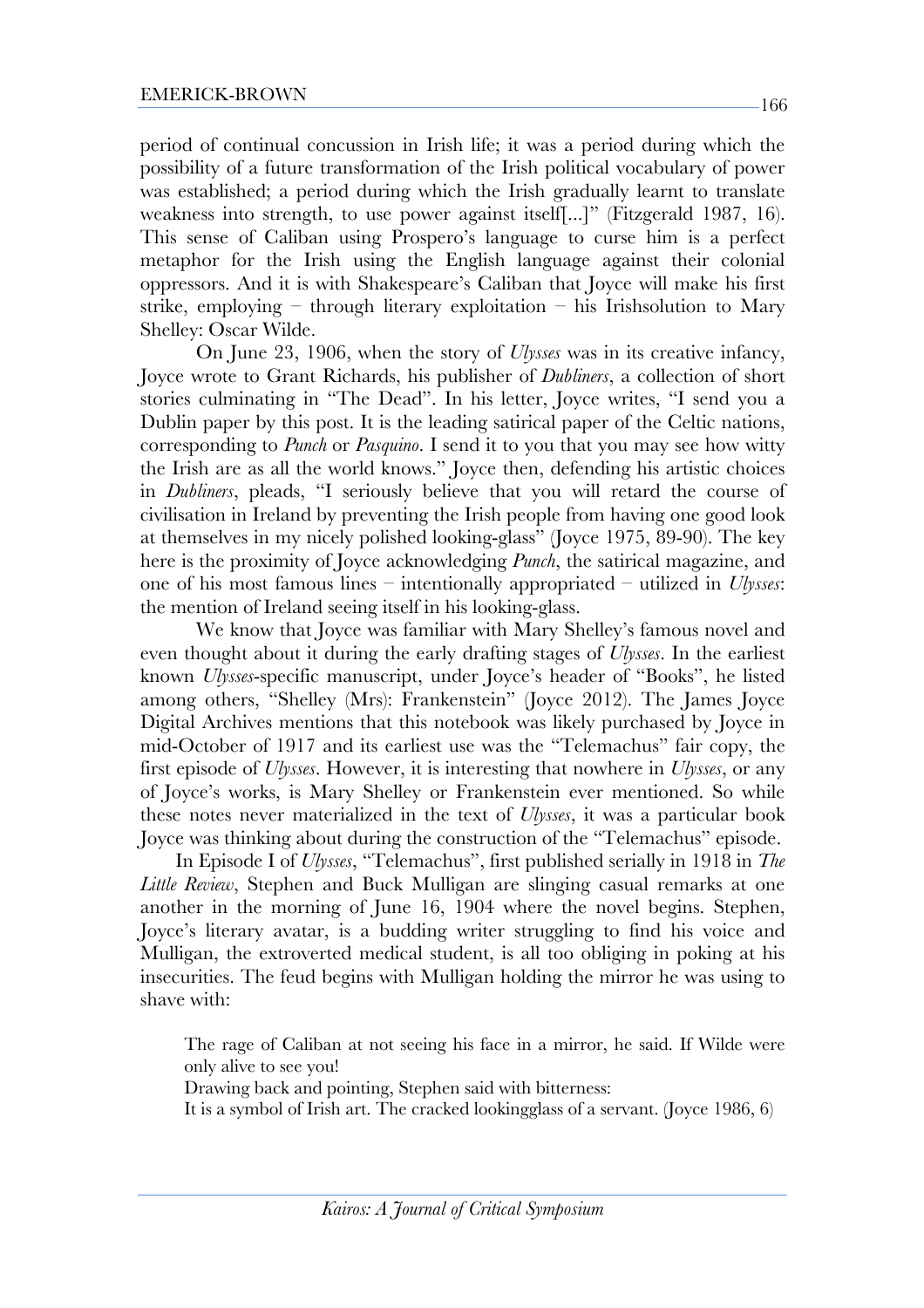period of continual concussion in Irish life; it was a period during which the possibility of a future transformation of the Irish political vocabulary of power was established; a period during which the Irish gradually learnt to translate weakness into strength, to use power against itself[...]" (Fitzgerald 1987, 16). This sense of Caliban using Prospero's language to curse him is a perfect metaphor for the Irish using the English language against their colonial oppressors. And it is with Shakespeare's Caliban that Joyce will make his first strike, employing – through literary exploitation – his Irishsolution to Mary Shelley: Oscar Wilde.

On June 23, 1906, when the story of *Ulysses* was in its creative infancy, Joyce wrote to Grant Richards, his publisher of *Dubliners*, a collection of short stories culminating in "The Dead". In his letter, Joyce writes, "I send you a Dublin paper by this post. It is the leading satirical paper of the Celtic nations, corresponding to *Punch* or *Pasquino*. I send it to you that you may see how witty the Irish are as all the world knows." Joyce then, defending his artistic choices in *Dubliners*, pleads, "I seriously believe that you will retard the course of civilisation in Ireland by preventing the Irish people from having one good look at themselves in my nicely polished looking-glass" (Joyce 1975, 89-90). The key here is the proximity of Joyce acknowledging *Punch*, the satirical magazine, and one of his most famous lines – intentionally appropriated – utilized in *Ulysses*: the mention of Ireland seeing itself in his looking-glass.

We know that Joyce was familiar with Mary Shelley's famous novel and even thought about it during the early drafting stages of *Ulysses*. In the earliest known *Ulysses*-specific manuscript, under Joyce's header of "Books", he listed among others, "Shelley (Mrs): Frankenstein" (Joyce 2012). The James Joyce Digital Archives mentions that this notebook was likely purchased by Joyce in mid-October of 1917 and its earliest use was the "Telemachus" fair copy, the first episode of *Ulysses*. However, it is interesting that nowhere in *Ulysses*, or any of Joyce's works, is Mary Shelley or Frankenstein ever mentioned. So while these notes never materialized in the text of *Ulysses*, it was a particular book Joyce was thinking about during the construction of the "Telemachus" episode.

In Episode I of *Ulysses*, "Telemachus", first published serially in 1918 in *The Little Review*, Stephen and Buck Mulligan are slinging casual remarks at one another in the morning of June 16, 1904 where the novel begins. Stephen, Joyce's literary avatar, is a budding writer struggling to find his voice and Mulligan, the extroverted medical student, is all too obliging in poking at his insecurities. The feud begins with Mulligan holding the mirror he was using to shave with:

> The rage of Caliban at not seeing his face in a mirror, he said. If Wilde were only alive to see you!
>
> Drawing back and pointing, Stephen said with bitterness:
>
> It is a symbol of Irish art. The cracked lookingglass of a servant. (Joyce 1986, 6)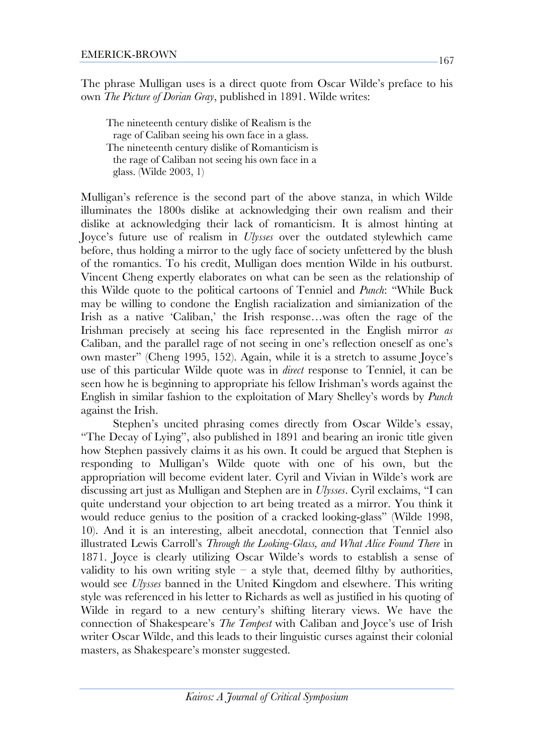The phrase Mulligan uses is a direct quote from Oscar Wilde's preface to his own *The Picture of Dorian Gray*, published in 1891. Wilde writes:

> The nineteenth century dislike of Realism is the rage of Caliban seeing his own face in a glass.
> The nineteenth century dislike of Romanticism is the rage of Caliban not seeing his own face in a glass. (Wilde 2003, 1)

Mulligan's reference is the second part of the above stanza, in which Wilde illuminates the 1800s dislike at acknowledging their own realism and their dislike at acknowledging their lack of romanticism. It is almost hinting at Joyce's future use of realism in *Ulysses* over the outdated stylewhich came before, thus holding a mirror to the ugly face of society unfettered by the blush of the romantics. To his credit, Mulligan does mention Wilde in his outburst. Vincent Cheng expertly elaborates on what can be seen as the relationship of this Wilde quote to the political cartoons of Tenniel and *Punch*: "While Buck may be willing to condone the English racialization and simianization of the Irish as a native 'Caliban,' the Irish response…was often the rage of the Irishman precisely at seeing his face represented in the English mirror *as* Caliban, and the parallel rage of not seeing in one's reflection oneself as one's own master" (Cheng 1995, 152). Again, while it is a stretch to assume Joyce's use of this particular Wilde quote was in *direct* response to Tenniel, it can be seen how he is beginning to appropriate his fellow Irishman's words against the English in similar fashion to the exploitation of Mary Shelley's words by *Punch* against the Irish.

Stephen's uncited phrasing comes directly from Oscar Wilde's essay, "The Decay of Lying", also published in 1891 and bearing an ironic title given how Stephen passively claims it as his own. It could be argued that Stephen is responding to Mulligan's Wilde quote with one of his own, but the appropriation will become evident later. Cyril and Vivian in Wilde's work are discussing art just as Mulligan and Stephen are in *Ulysses*. Cyril exclaims, "I can quite understand your objection to art being treated as a mirror. You think it would reduce genius to the position of a cracked looking-glass" (Wilde 1998, 10). And it is an interesting, albeit anecdotal, connection that Tenniel also illustrated Lewis Carroll's *Through the Looking-Glass, and What Alice Found There* in 1871. Joyce is clearly utilizing Oscar Wilde's words to establish a sense of validity to his own writing style – a style that, deemed filthy by authorities, would see *Ulysses* banned in the United Kingdom and elsewhere. This writing style was referenced in his letter to Richards as well as justified in his quoting of Wilde in regard to a new century's shifting literary views. We have the connection of Shakespeare's *The Tempest* with Caliban and Joyce's use of Irish writer Oscar Wilde, and this leads to their linguistic curses against their colonial masters, as Shakespeare's monster suggested.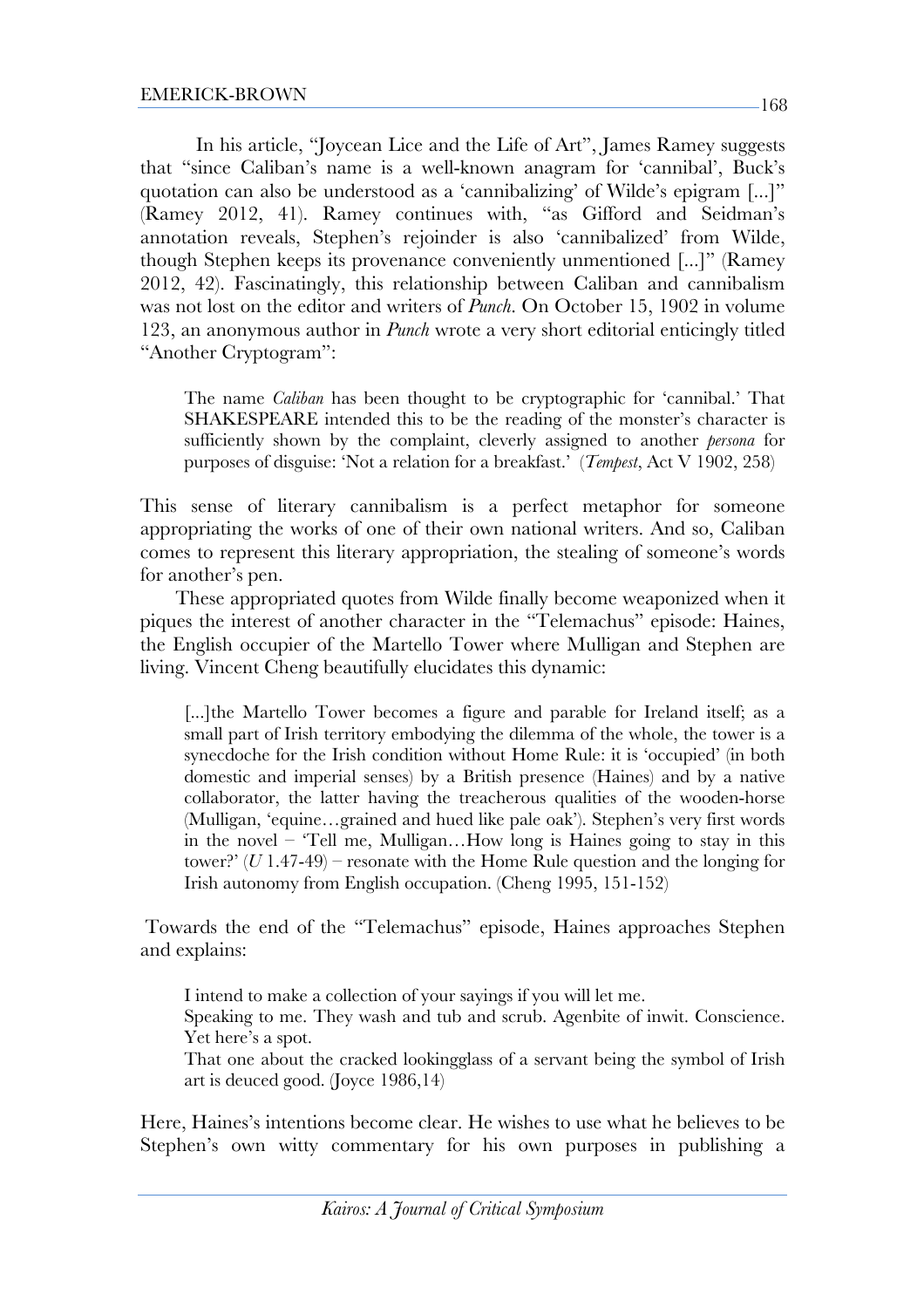In his article, "Joycean Lice and the Life of Art", James Ramey suggests that "since Caliban's name is a well-known anagram for 'cannibal', Buck's quotation can also be understood as a 'cannibalizing' of Wilde's epigram [...]" (Ramey 2012, 41). Ramey continues with, "as Gifford and Seidman's annotation reveals, Stephen's rejoinder is also 'cannibalized' from Wilde, though Stephen keeps its provenance conveniently unmentioned [...]" (Ramey 2012, 42). Fascinatingly, this relationship between Caliban and cannibalism was not lost on the editor and writers of *Punch*. On October 15, 1902 in volume 123, an anonymous author in *Punch* wrote a very short editorial enticingly titled "Another Cryptogram":

> The name *Caliban* has been thought to be cryptographic for 'cannibal.' That SHAKESPEARE intended this to be the reading of the monster's character is sufficiently shown by the complaint, cleverly assigned to another *persona* for purposes of disguise: 'Not a relation for a breakfast.' (*Tempest*, Act V 1902, 258)

This sense of literary cannibalism is a perfect metaphor for someone appropriating the works of one of their own national writers. And so, Caliban comes to represent this literary appropriation, the stealing of someone's words for another's pen.

These appropriated quotes from Wilde finally become weaponized when it piques the interest of another character in the "Telemachus" episode: Haines, the English occupier of the Martello Tower where Mulligan and Stephen are living. Vincent Cheng beautifully elucidates this dynamic:

> [...]the Martello Tower becomes a figure and parable for Ireland itself; as a small part of Irish territory embodying the dilemma of the whole, the tower is a synecdoche for the Irish condition without Home Rule: it is 'occupied' (in both domestic and imperial senses) by a British presence (Haines) and by a native collaborator, the latter having the treacherous qualities of the wooden-horse (Mulligan, 'equine…grained and hued like pale oak'). Stephen's very first words in the novel – 'Tell me, Mulligan…How long is Haines going to stay in this tower?' (*U* 1.47-49) – resonate with the Home Rule question and the longing for Irish autonomy from English occupation. (Cheng 1995, 151-152)

Towards the end of the "Telemachus" episode, Haines approaches Stephen and explains:

> I intend to make a collection of your sayings if you will let me.
>
> Speaking to me. They wash and tub and scrub. Agenbite of inwit. Conscience. Yet here's a spot.
>
> That one about the cracked lookingglass of a servant being the symbol of Irish art is deuced good. (Joyce 1986,14)

Here, Haines's intentions become clear. He wishes to use what he believes to be Stephen's own witty commentary for his own purposes in publishing a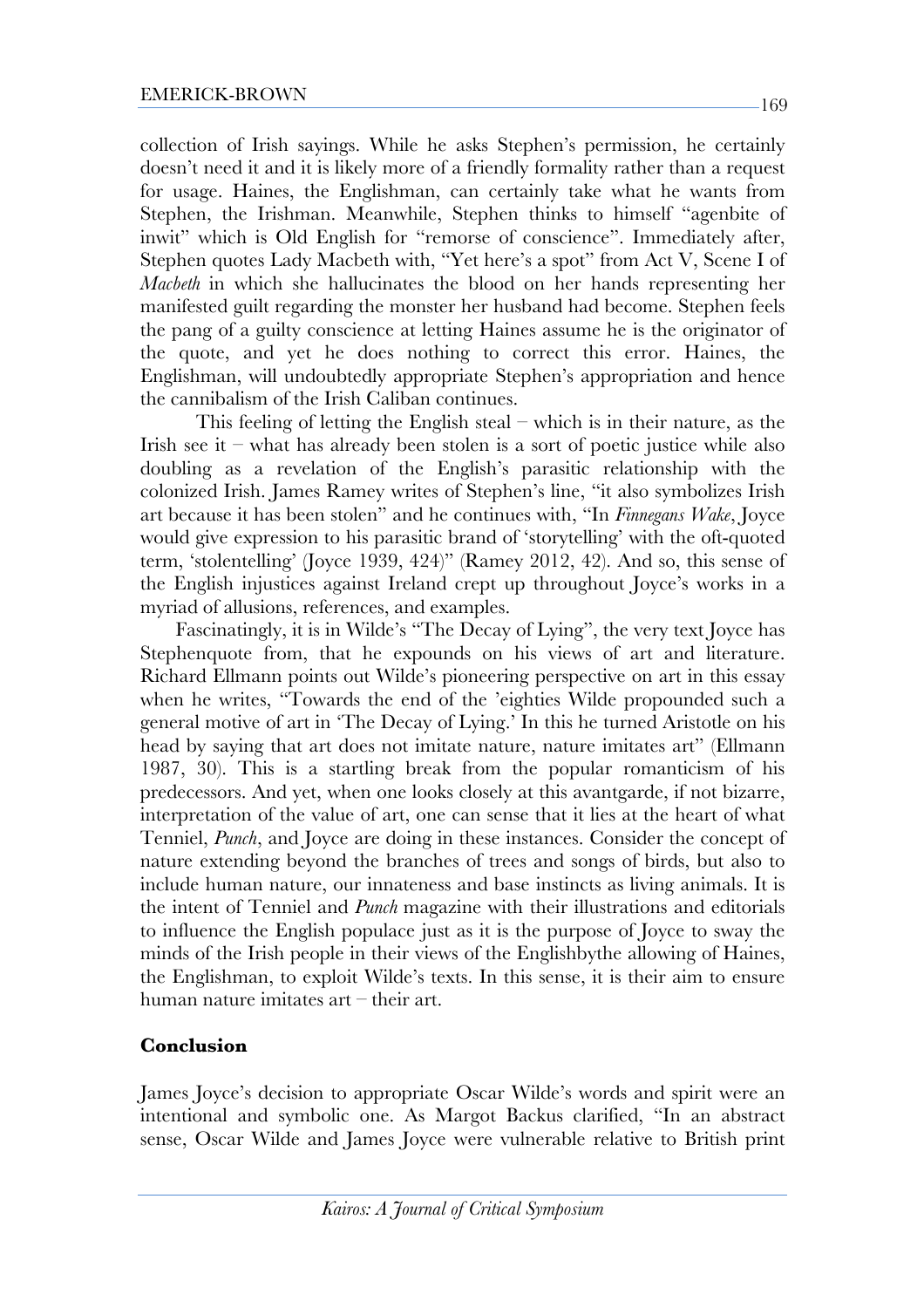collection of Irish sayings. While he asks Stephen's permission, he certainly doesn't need it and it is likely more of a friendly formality rather than a request for usage. Haines, the Englishman, can certainly take what he wants from Stephen, the Irishman. Meanwhile, Stephen thinks to himself "agenbite of inwit" which is Old English for "remorse of conscience". Immediately after, Stephen quotes Lady Macbeth with, "Yet here's a spot" from Act V, Scene I of *Macbeth* in which she hallucinates the blood on her hands representing her manifested guilt regarding the monster her husband had become. Stephen feels the pang of a guilty conscience at letting Haines assume he is the originator of the quote, and yet he does nothing to correct this error. Haines, the Englishman, will undoubtedly appropriate Stephen's appropriation and hence the cannibalism of the Irish Caliban continues.

This feeling of letting the English steal – which is in their nature, as the Irish see it – what has already been stolen is a sort of poetic justice while also doubling as a revelation of the English's parasitic relationship with the colonized Irish. James Ramey writes of Stephen's line, "it also symbolizes Irish art because it has been stolen" and he continues with, "In *Finnegans Wake*, Joyce would give expression to his parasitic brand of 'storytelling' with the oft-quoted term, 'stolentelling' (Joyce 1939, 424)" (Ramey 2012, 42). And so, this sense of the English injustices against Ireland crept up throughout Joyce's works in a myriad of allusions, references, and examples.

Fascinatingly, it is in Wilde's "The Decay of Lying", the very text Joyce has Stephenquote from, that he expounds on his views of art and literature. Richard Ellmann points out Wilde's pioneering perspective on art in this essay when he writes, "Towards the end of the 'eighties Wilde propounded such a general motive of art in 'The Decay of Lying.' In this he turned Aristotle on his head by saying that art does not imitate nature, nature imitates art" (Ellmann 1987, 30). This is a startling break from the popular romanticism of his predecessors. And yet, when one looks closely at this avantgarde, if not bizarre, interpretation of the value of art, one can sense that it lies at the heart of what Tenniel, *Punch*, and Joyce are doing in these instances. Consider the concept of nature extending beyond the branches of trees and songs of birds, but also to include human nature, our innateness and base instincts as living animals. It is the intent of Tenniel and *Punch* magazine with their illustrations and editorials to influence the English populace just as it is the purpose of Joyce to sway the minds of the Irish people in their views of the Englishbythe allowing of Haines, the Englishman, to exploit Wilde's texts. In this sense, it is their aim to ensure human nature imitates art – their art.

## Conclusion

James Joyce's decision to appropriate Oscar Wilde's words and spirit were an intentional and symbolic one. As Margot Backus clarified, "In an abstract sense, Oscar Wilde and James Joyce were vulnerable relative to British print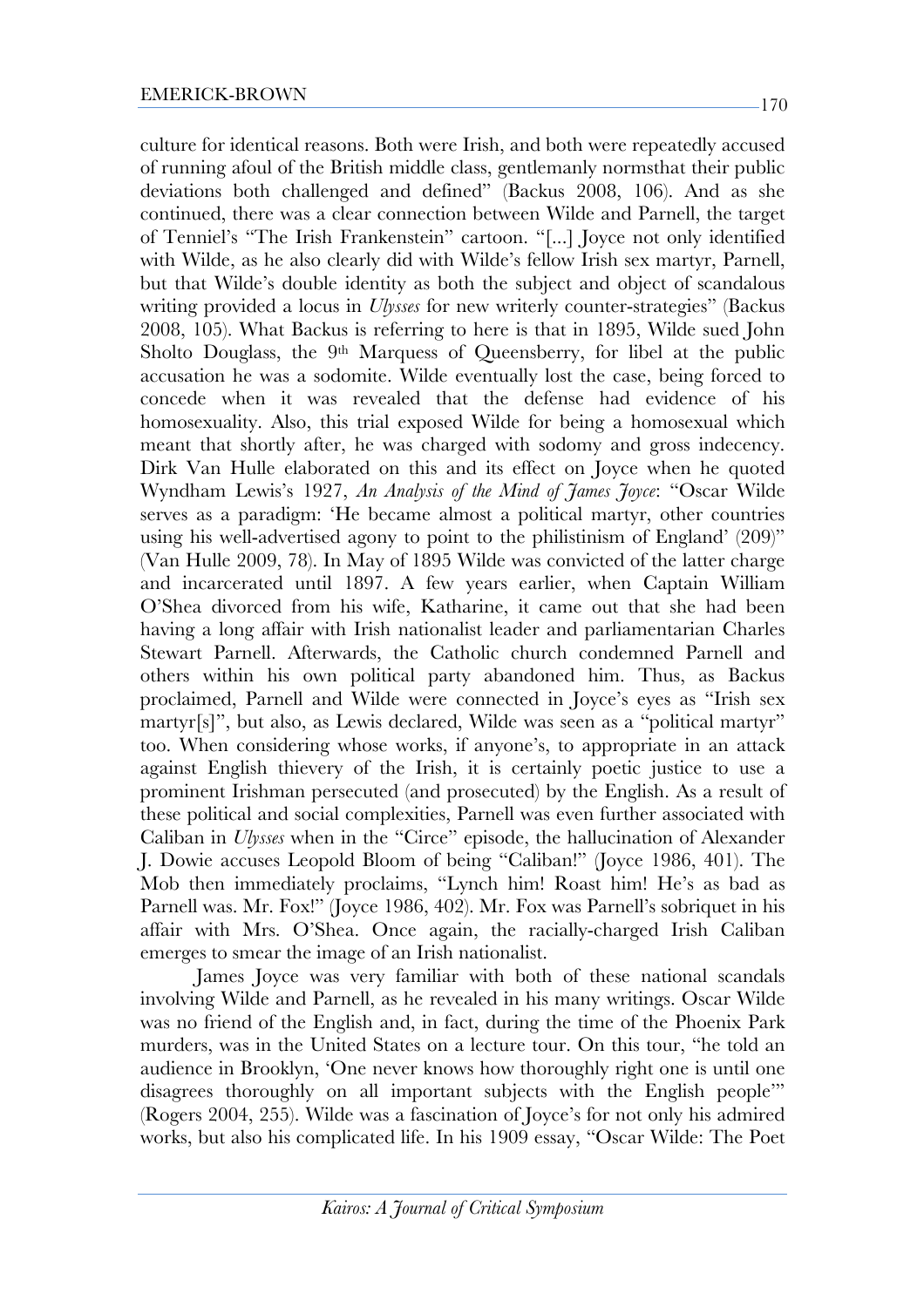culture for identical reasons. Both were Irish, and both were repeatedly accused of running afoul of the British middle class, gentlemanly normsthat their public deviations both challenged and defined" (Backus 2008, 106). And as she continued, there was a clear connection between Wilde and Parnell, the target of Tenniel's "The Irish Frankenstein" cartoon. "[...] Joyce not only identified with Wilde, as he also clearly did with Wilde's fellow Irish sex martyr, Parnell, but that Wilde's double identity as both the subject and object of scandalous writing provided a locus in *Ulysses* for new writerly counter-strategies" (Backus 2008, 105). What Backus is referring to here is that in 1895, Wilde sued John Sholto Douglass, the 9th Marquess of Queensberry, for libel at the public accusation he was a sodomite. Wilde eventually lost the case, being forced to concede when it was revealed that the defense had evidence of his homosexuality. Also, this trial exposed Wilde for being a homosexual which meant that shortly after, he was charged with sodomy and gross indecency. Dirk Van Hulle elaborated on this and its effect on Joyce when he quoted Wyndham Lewis's 1927, *An Analysis of the Mind of James Joyce*: "Oscar Wilde serves as a paradigm: 'He became almost a political martyr, other countries using his well-advertised agony to point to the philistinism of England' (209)" (Van Hulle 2009, 78). In May of 1895 Wilde was convicted of the latter charge and incarcerated until 1897. A few years earlier, when Captain William O'Shea divorced from his wife, Katharine, it came out that she had been having a long affair with Irish nationalist leader and parliamentarian Charles Stewart Parnell. Afterwards, the Catholic church condemned Parnell and others within his own political party abandoned him. Thus, as Backus proclaimed, Parnell and Wilde were connected in Joyce's eyes as "Irish sex martyr[s]", but also, as Lewis declared, Wilde was seen as a "political martyr" too. When considering whose works, if anyone's, to appropriate in an attack against English thievery of the Irish, it is certainly poetic justice to use a prominent Irishman persecuted (and prosecuted) by the English. As a result of these political and social complexities, Parnell was even further associated with Caliban in *Ulysses* when in the "Circe" episode, the hallucination of Alexander J. Dowie accuses Leopold Bloom of being "Caliban!" (Joyce 1986, 401). The Mob then immediately proclaims, "Lynch him! Roast him! He's as bad as Parnell was. Mr. Fox!" (Joyce 1986, 402). Mr. Fox was Parnell's sobriquet in his affair with Mrs. O'Shea. Once again, the racially-charged Irish Caliban emerges to smear the image of an Irish nationalist.

James Joyce was very familiar with both of these national scandals involving Wilde and Parnell, as he revealed in his many writings. Oscar Wilde was no friend of the English and, in fact, during the time of the Phoenix Park murders, was in the United States on a lecture tour. On this tour, "he told an audience in Brooklyn, 'One never knows how thoroughly right one is until one disagrees thoroughly on all important subjects with the English people'" (Rogers 2004, 255). Wilde was a fascination of Joyce's for not only his admired works, but also his complicated life. In his 1909 essay, "Oscar Wilde: The Poet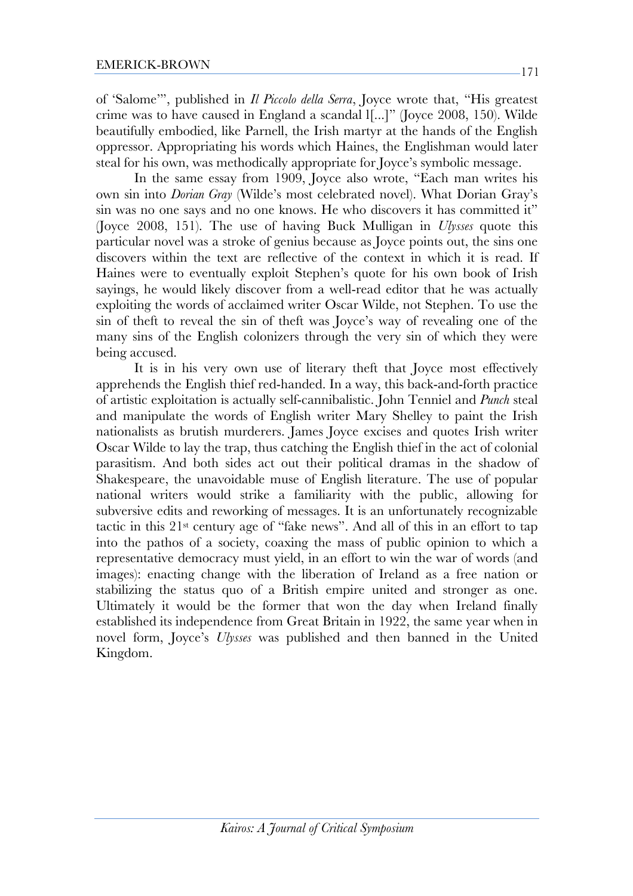of 'Salome'", published in *Il Piccolo della Serra*, Joyce wrote that, "His greatest crime was to have caused in England a scandal l[...]" (Joyce 2008, 150). Wilde beautifully embodied, like Parnell, the Irish martyr at the hands of the English oppressor. Appropriating his words which Haines, the Englishman would later steal for his own, was methodically appropriate for Joyce's symbolic message.

In the same essay from 1909, Joyce also wrote, "Each man writes his own sin into *Dorian Gray* (Wilde's most celebrated novel). What Dorian Gray's sin was no one says and no one knows. He who discovers it has committed it" (Joyce 2008, 151). The use of having Buck Mulligan in *Ulysses* quote this particular novel was a stroke of genius because as Joyce points out, the sins one discovers within the text are reflective of the context in which it is read. If Haines were to eventually exploit Stephen's quote for his own book of Irish sayings, he would likely discover from a well-read editor that he was actually exploiting the words of acclaimed writer Oscar Wilde, not Stephen. To use the sin of theft to reveal the sin of theft was Joyce's way of revealing one of the many sins of the English colonizers through the very sin of which they were being accused.

It is in his very own use of literary theft that Joyce most effectively apprehends the English thief red-handed. In a way, this back-and-forth practice of artistic exploitation is actually self-cannibalistic. John Tenniel and *Punch* steal and manipulate the words of English writer Mary Shelley to paint the Irish nationalists as brutish murderers. James Joyce excises and quotes Irish writer Oscar Wilde to lay the trap, thus catching the English thief in the act of colonial parasitism. And both sides act out their political dramas in the shadow of Shakespeare, the unavoidable muse of English literature. The use of popular national writers would strike a familiarity with the public, allowing for subversive edits and reworking of messages. It is an unfortunately recognizable tactic in this 21st century age of "fake news". And all of this in an effort to tap into the pathos of a society, coaxing the mass of public opinion to which a representative democracy must yield, in an effort to win the war of words (and images): enacting change with the liberation of Ireland as a free nation or stabilizing the status quo of a British empire united and stronger as one. Ultimately it would be the former that won the day when Ireland finally established its independence from Great Britain in 1922, the same year when in novel form, Joyce's *Ulysses* was published and then banned in the United Kingdom.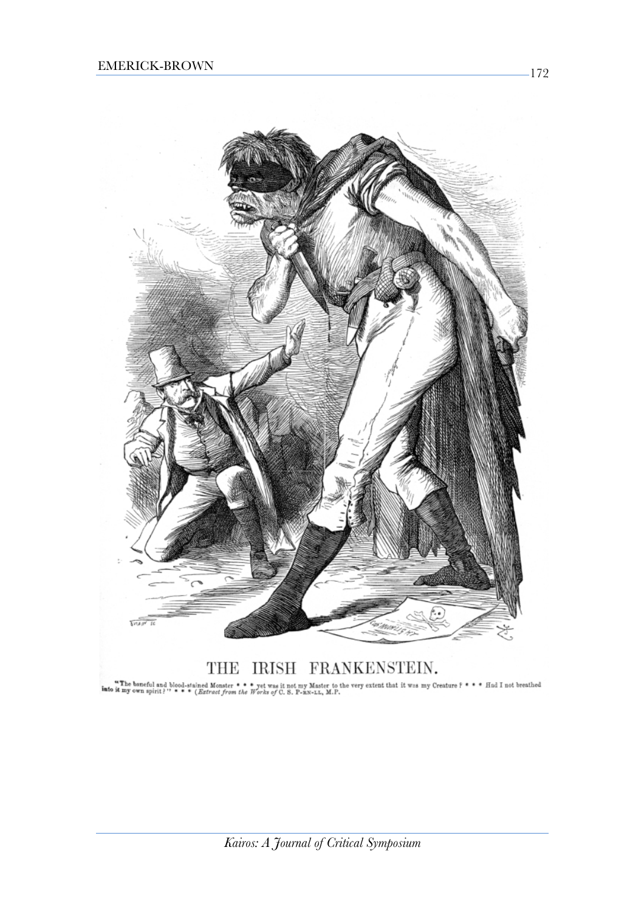THE IRISH FRANKENSTEIN.

"The baneful and blood-stained Monster * * * yet was it not my Master to the very extent that it was my Creature? * * * Had I not breathed into it my own spirit?" * * * (*Extract from the Works of* C. S. P-RN-LL, M.P.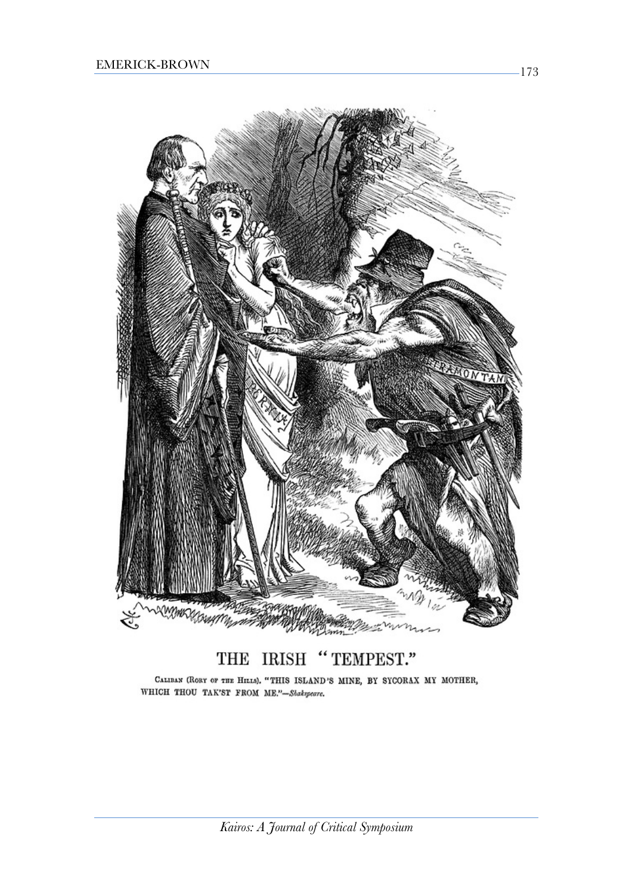THE IRISH "TEMPEST."

CALIBAN (RORY OF THE HILLS). "THIS ISLAND'S MINE, BY SYCORAX MY MOTHER, WHICH THOU TAK'ST FROM ME."—*Shakspeare.*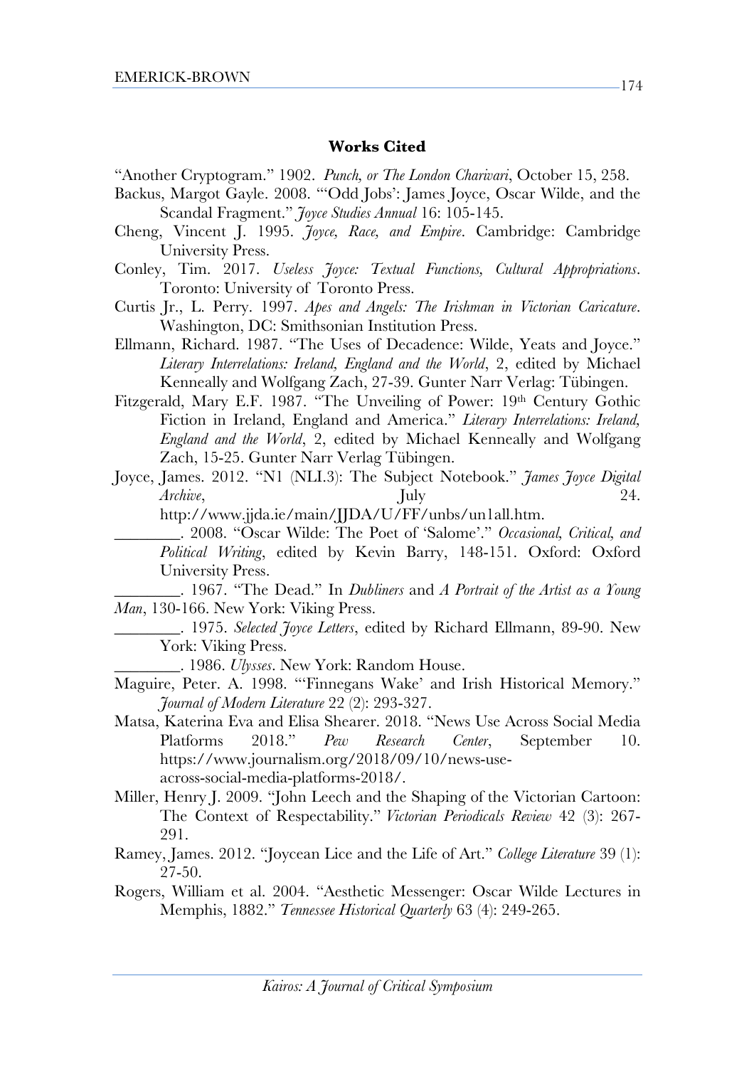## Works Cited

"Another Cryptogram." 1902. *Punch, or The London Charivari*, October 15, 258.

Backus, Margot Gayle. 2008. "'Odd Jobs': James Joyce, Oscar Wilde, and the Scandal Fragment." *Joyce Studies Annual* 16: 105-145.

Cheng, Vincent J. 1995. *Joyce, Race, and Empire*. Cambridge: Cambridge University Press.

Conley, Tim. 2017. *Useless Joyce: Textual Functions, Cultural Appropriations*. Toronto: University of Toronto Press.

Curtis Jr., L. Perry. 1997. *Apes and Angels: The Irishman in Victorian Caricature*. Washington, DC: Smithsonian Institution Press.

Ellmann, Richard. 1987. "The Uses of Decadence: Wilde, Yeats and Joyce." *Literary Interrelations: Ireland, England and the World*, 2, edited by Michael Kenneally and Wolfgang Zach, 27-39. Gunter Narr Verlag: Tübingen.

Fitzgerald, Mary E.F. 1987. "The Unveiling of Power: 19th Century Gothic Fiction in Ireland, England and America." *Literary Interrelations: Ireland, England and the World*, 2, edited by Michael Kenneally and Wolfgang Zach, 15-25. Gunter Narr Verlag Tübingen.

Joyce, James. 2012. "N1 (NLI.3): The Subject Notebook." *James Joyce Digital Archive*, July 24. http://www.jjda.ie/main/JJDA/U/FF/unbs/un1all.htm.

________. 2008. "Oscar Wilde: The Poet of 'Salome'." *Occasional, Critical, and Political Writing*, edited by Kevin Barry, 148-151. Oxford: Oxford University Press.

________. 1967. "The Dead." In *Dubliners* and *A Portrait of the Artist as a Young Man*, 130-166. New York: Viking Press.

________. 1975. *Selected Joyce Letters*, edited by Richard Ellmann, 89-90. New York: Viking Press.

________. 1986. *Ulysses*. New York: Random House.

Maguire, Peter. A. 1998. "'Finnegans Wake' and Irish Historical Memory." *Journal of Modern Literature* 22 (2): 293-327.

Matsa, Katerina Eva and Elisa Shearer. 2018. "News Use Across Social Media Platforms 2018." *Pew Research Center*, September 10. https://www.journalism.org/2018/09/10/news-use-across-social-media-platforms-2018/.

Miller, Henry J. 2009. "John Leech and the Shaping of the Victorian Cartoon: The Context of Respectability." *Victorian Periodicals Review* 42 (3): 267-291.

Ramey, James. 2012. "Joycean Lice and the Life of Art." *College Literature* 39 (1): 27-50.

Rogers, William et al. 2004. "Aesthetic Messenger: Oscar Wilde Lectures in Memphis, 1882." *Tennessee Historical Quarterly* 63 (4): 249-265.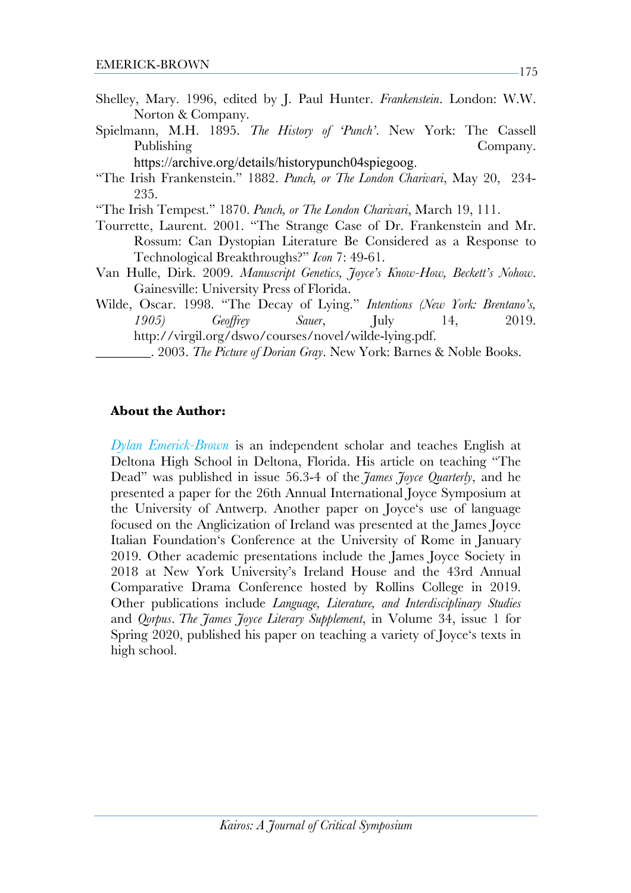Shelley, Mary. 1996, edited by J. Paul Hunter. *Frankenstein*. London: W.W. Norton & Company.

Spielmann, M.H. 1895. *The History of 'Punch'*. New York: The Cassell Publishing Company. https://archive.org/details/historypunch04spiegoog.

"The Irish Frankenstein." 1882. *Punch, or The London Charivari*, May 20, 234-235.

"The Irish Tempest." 1870. *Punch, or The London Charivari*, March 19, 111.

Tourrette, Laurent. 2001. "The Strange Case of Dr. Frankenstein and Mr. Rossum: Can Dystopian Literature Be Considered as a Response to Technological Breakthroughs?" *Icon* 7: 49-61.

Van Hulle, Dirk. 2009. *Manuscript Genetics, Joyce's Know-How, Beckett's Nohow*. Gainesville: University Press of Florida.

Wilde, Oscar. 1998. "The Decay of Lying." *Intentions (New York: Brentano's, 1905) Geoffrey Sauer*, July 14, 2019. http://virgil.org/dswo/courses/novel/wilde-lying.pdf.

________. 2003. *The Picture of Dorian Gray*. New York: Barnes & Noble Books.

**About the Author:**

*Dylan Emerick-Brown* is an independent scholar and teaches English at Deltona High School in Deltona, Florida. His article on teaching "The Dead" was published in issue 56.3-4 of the *James Joyce Quarterly*, and he presented a paper for the 26th Annual International Joyce Symposium at the University of Antwerp. Another paper on Joyce's use of language focused on the Anglicization of Ireland was presented at the James Joyce Italian Foundation's Conference at the University of Rome in January 2019. Other academic presentations include the James Joyce Society in 2018 at New York University's Ireland House and the 43rd Annual Comparative Drama Conference hosted by Rollins College in 2019. Other publications include *Language, Literature, and Interdisciplinary Studies* and *Qorpus*. *The James Joyce Literary Supplement*, in Volume 34, issue 1 for Spring 2020, published his paper on teaching a variety of Joyce's texts in high school.